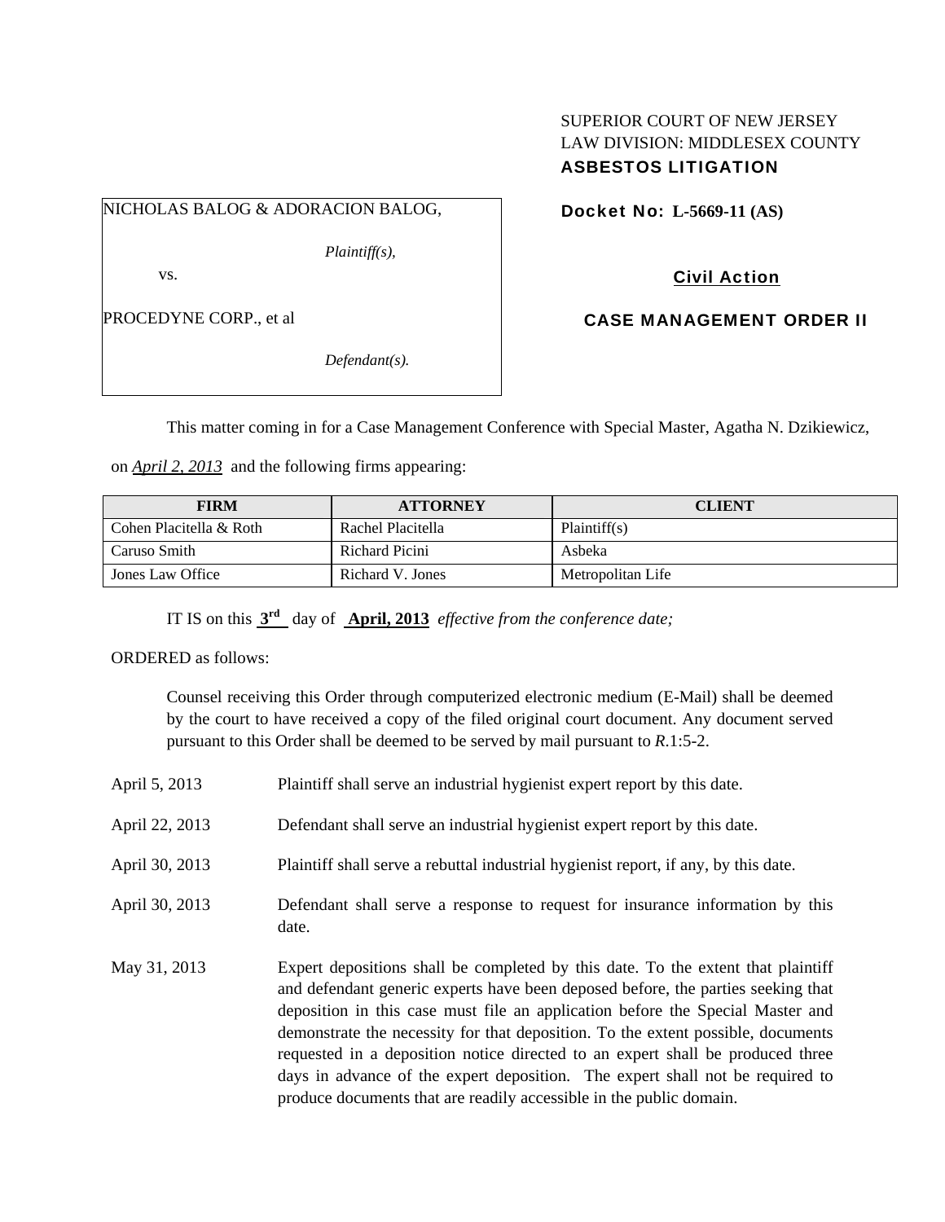SUPERIOR COURT OF NEW JERSEY
LAW DIVISION: MIDDLESEX COUNTY
**ASBESTOS LITIGATION**

NICHOLAS BALOG & ADORACION BALOG,

*Plaintiff(s),*

vs.

PROCEDYNE CORP., et al

*Defendant(s).*

**Docket No: L-5669-11 (AS)**

**Civil Action**

**CASE MANAGEMENT ORDER II**

This matter coming in for a Case Management Conference with Special Master, Agatha N. Dzikiewicz, on ***April 2, 2013*** and the following firms appearing:

| FIRM | ATTORNEY | CLIENT |
|---|---|---|
| Cohen Placitella & Roth | Rachel Placitella | Plaintiff(s) |
| Caruso Smith | Richard Picini | Asbeka |
| Jones Law Office | Richard V. Jones | Metropolitan Life |

IT IS on this **3rd** day of **April, 2013** *effective from the conference date;*

ORDERED as follows:

Counsel receiving this Order through computerized electronic medium (E-Mail) shall be deemed by the court to have received a copy of the filed original court document. Any document served pursuant to this Order shall be deemed to be served by mail pursuant to *R.*1:5-2.

April 5, 2013 — Plaintiff shall serve an industrial hygienist expert report by this date.

April 22, 2013 — Defendant shall serve an industrial hygienist expert report by this date.

April 30, 2013 — Plaintiff shall serve a rebuttal industrial hygienist report, if any, by this date.

April 30, 2013 — Defendant shall serve a response to request for insurance information by this date.

May 31, 2013 — Expert depositions shall be completed by this date. To the extent that plaintiff and defendant generic experts have been deposed before, the parties seeking that deposition in this case must file an application before the Special Master and demonstrate the necessity for that deposition. To the extent possible, documents requested in a deposition notice directed to an expert shall be produced three days in advance of the expert deposition. The expert shall not be required to produce documents that are readily accessible in the public domain.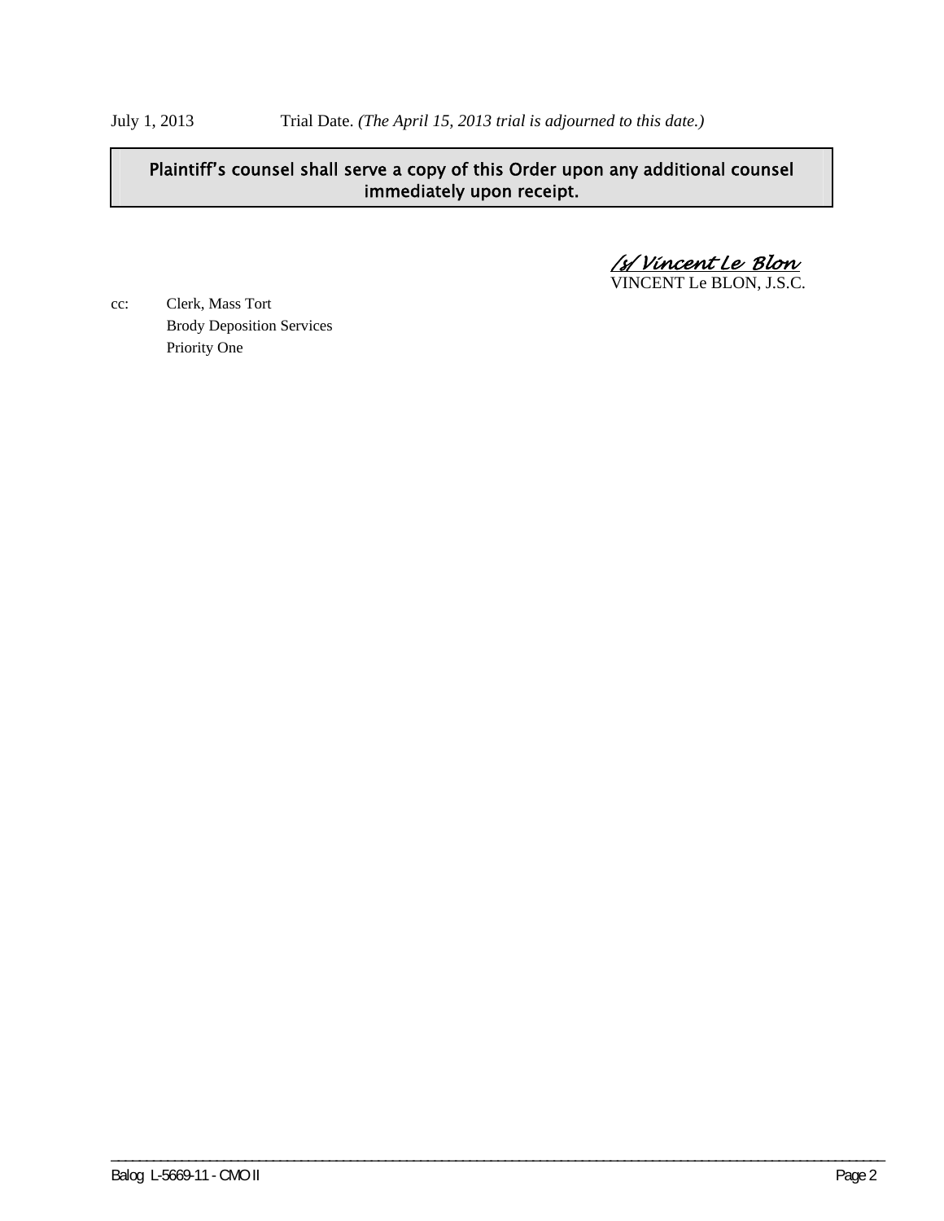July 1, 2013 Trial Date. *(The April 15, 2013 trial is adjourned to this date.)*

**Plaintiff's counsel shall serve a copy of this Order upon any additional counsel immediately upon receipt.**

*/s/ Vincent Le Blon*

VINCENT Le BLON, J.S.C.

cc: Clerk, Mass Tort
Brody Deposition Services
Priority One